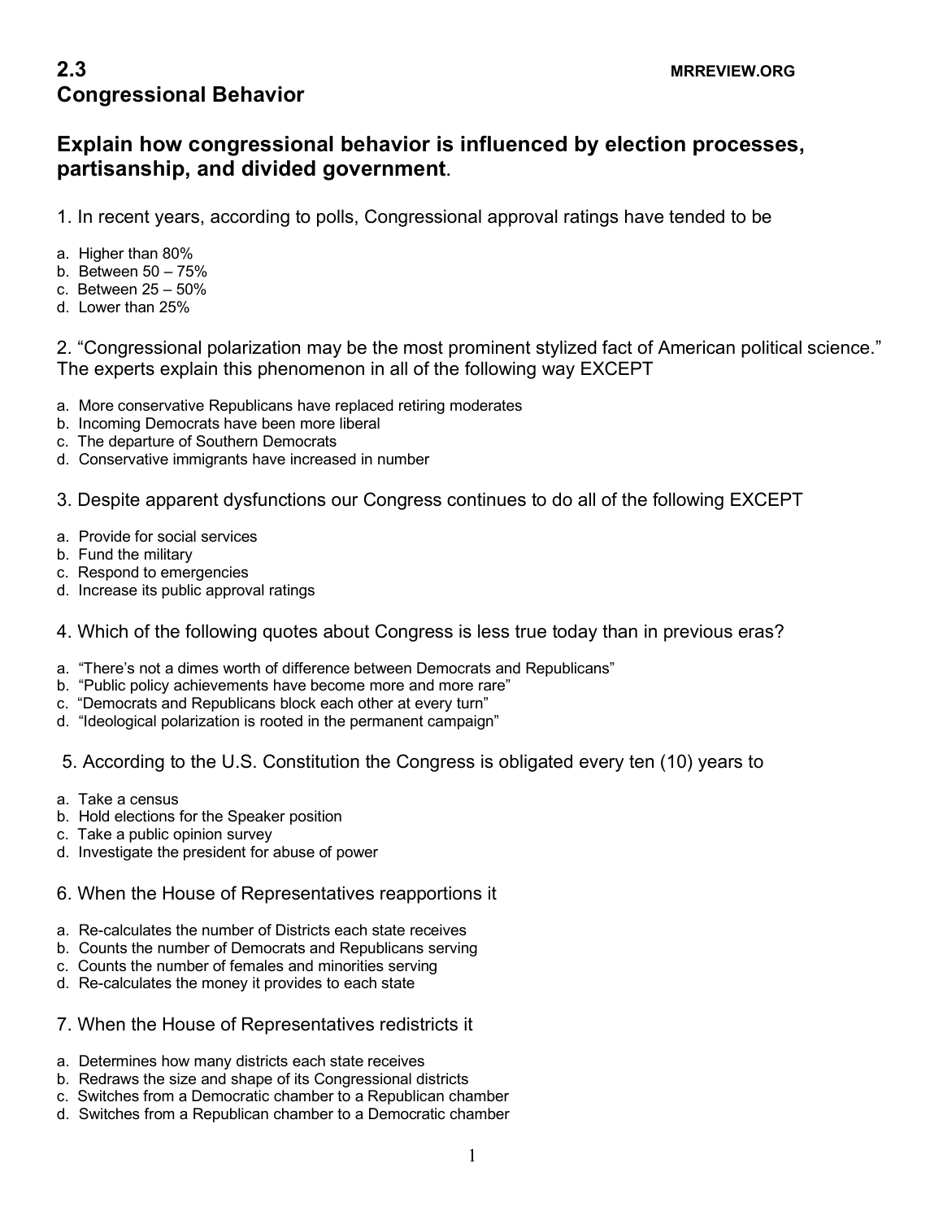# 2.3 Congressional Behavior

MRREVIEW.ORG

## Explain how congressional behavior is influenced by election processes, partisanship, and divided government.

1. In recent years, according to polls, Congressional approval ratings have tended to be

a. Higher than 80%
b. Between 50 – 75%
c. Between 25 – 50%
d. Lower than 25%

2. "Congressional polarization may be the most prominent stylized fact of American political science." The experts explain this phenomenon in all of the following way EXCEPT

a. More conservative Republicans have replaced retiring moderates
b. Incoming Democrats have been more liberal
c. The departure of Southern Democrats
d. Conservative immigrants have increased in number

3. Despite apparent dysfunctions our Congress continues to do all of the following EXCEPT

a. Provide for social services
b. Fund the military
c. Respond to emergencies
d. Increase its public approval ratings

4. Which of the following quotes about Congress is less true today than in previous eras?

a. "There's not a dimes worth of difference between Democrats and Republicans"
b. "Public policy achievements have become more and more rare"
c. "Democrats and Republicans block each other at every turn"
d. "Ideological polarization is rooted in the permanent campaign"

5. According to the U.S. Constitution the Congress is obligated every ten (10) years to

a. Take a census
b. Hold elections for the Speaker position
c. Take a public opinion survey
d. Investigate the president for abuse of power

6. When the House of Representatives reapportions it

a. Re-calculates the number of Districts each state receives
b. Counts the number of Democrats and Republicans serving
c. Counts the number of females and minorities serving
d. Re-calculates the money it provides to each state

7. When the House of Representatives redistricts it

a. Determines how many districts each state receives
b. Redraws the size and shape of its Congressional districts
c. Switches from a Democratic chamber to a Republican chamber
d. Switches from a Republican chamber to a Democratic chamber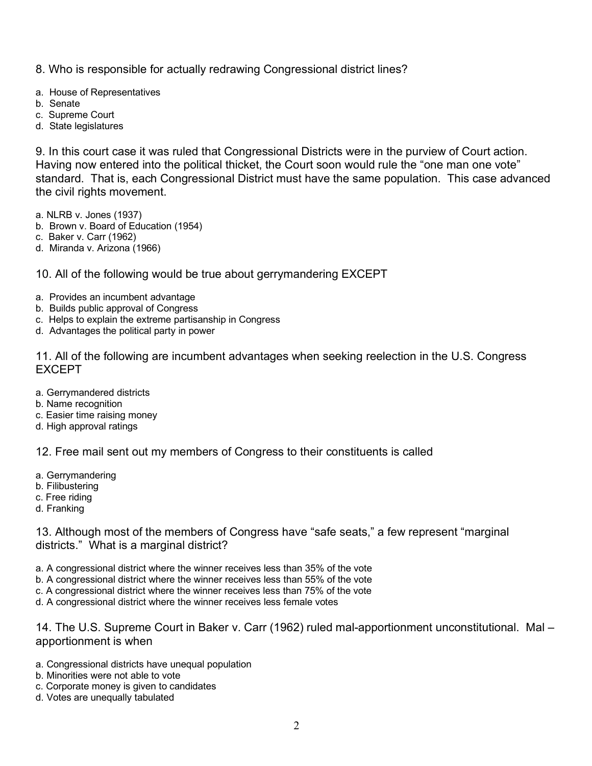8. Who is responsible for actually redrawing Congressional district lines?

a. House of Representatives
b. Senate
c. Supreme Court
d. State legislatures

9. In this court case it was ruled that Congressional Districts were in the purview of Court action. Having now entered into the political thicket, the Court soon would rule the "one man one vote" standard. That is, each Congressional District must have the same population. This case advanced the civil rights movement.

a. NLRB v. Jones (1937)
b. Brown v. Board of Education (1954)
c. Baker v. Carr (1962)
d. Miranda v. Arizona (1966)

10. All of the following would be true about gerrymandering EXCEPT

a. Provides an incumbent advantage
b. Builds public approval of Congress
c. Helps to explain the extreme partisanship in Congress
d. Advantages the political party in power

11. All of the following are incumbent advantages when seeking reelection in the U.S. Congress EXCEPT

a. Gerrymandered districts
b. Name recognition
c. Easier time raising money
d. High approval ratings

12. Free mail sent out my members of Congress to their constituents is called

a. Gerrymandering
b. Filibustering
c. Free riding
d. Franking

13. Although most of the members of Congress have "safe seats," a few represent "marginal districts." What is a marginal district?

a. A congressional district where the winner receives less than 35% of the vote
b. A congressional district where the winner receives less than 55% of the vote
c. A congressional district where the winner receives less than 75% of the vote
d. A congressional district where the winner receives less female votes

14. The U.S. Supreme Court in Baker v. Carr (1962) ruled mal-apportionment unconstitutional. Mal – apportionment is when

a. Congressional districts have unequal population
b. Minorities were not able to vote
c. Corporate money is given to candidates
d. Votes are unequally tabulated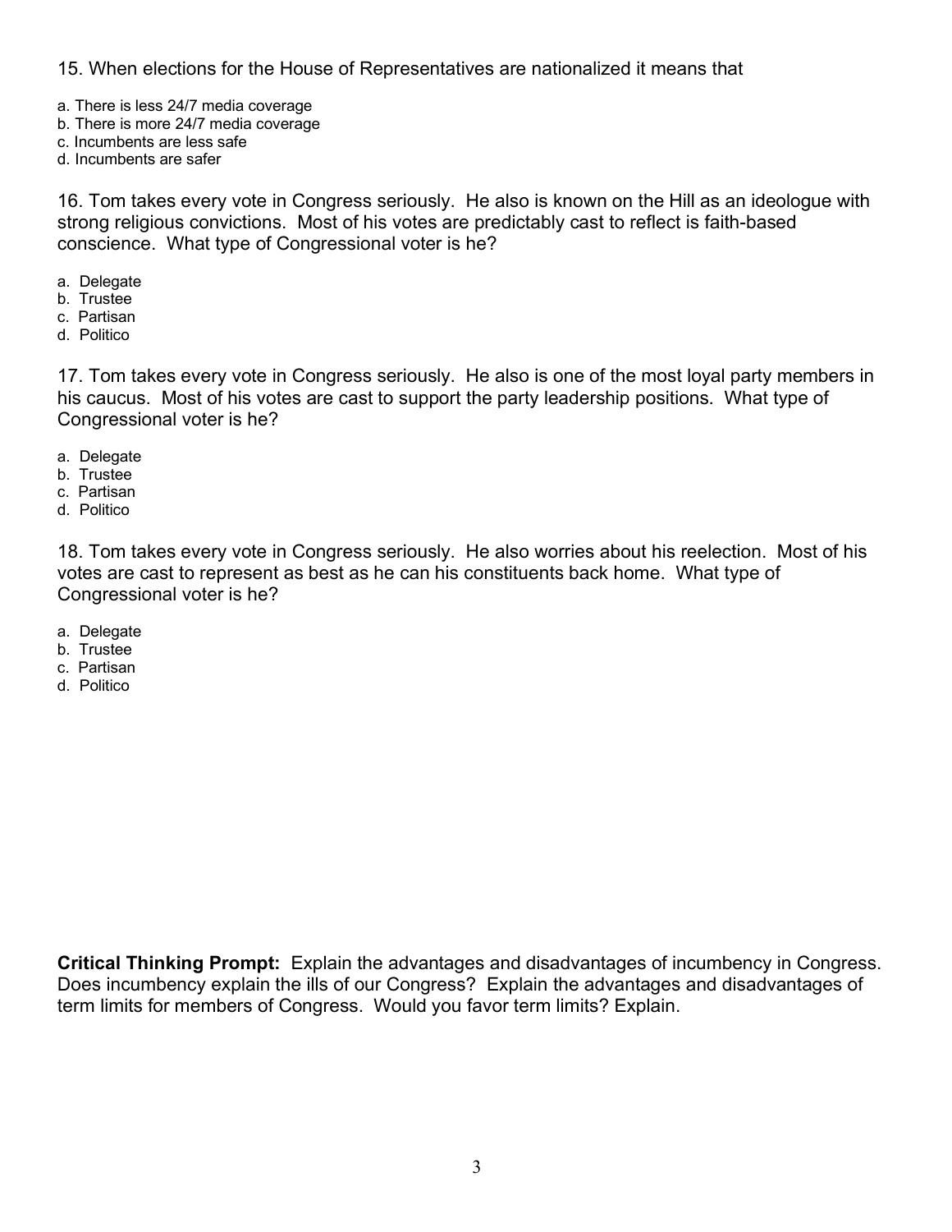15. When elections for the House of Representatives are nationalized it means that

a. There is less 24/7 media coverage
b. There is more 24/7 media coverage
c. Incumbents are less safe
d. Incumbents are safer

16. Tom takes every vote in Congress seriously. He also is known on the Hill as an ideologue with strong religious convictions. Most of his votes are predictably cast to reflect is faith-based conscience. What type of Congressional voter is he?

a. Delegate
b. Trustee
c. Partisan
d. Politico

17. Tom takes every vote in Congress seriously. He also is one of the most loyal party members in his caucus. Most of his votes are cast to support the party leadership positions. What type of Congressional voter is he?

a. Delegate
b. Trustee
c. Partisan
d. Politico

18. Tom takes every vote in Congress seriously. He also worries about his reelection. Most of his votes are cast to represent as best as he can his constituents back home. What type of Congressional voter is he?

a. Delegate
b. Trustee
c. Partisan
d. Politico

**Critical Thinking Prompt:** Explain the advantages and disadvantages of incumbency in Congress. Does incumbency explain the ills of our Congress? Explain the advantages and disadvantages of term limits for members of Congress. Would you favor term limits? Explain.